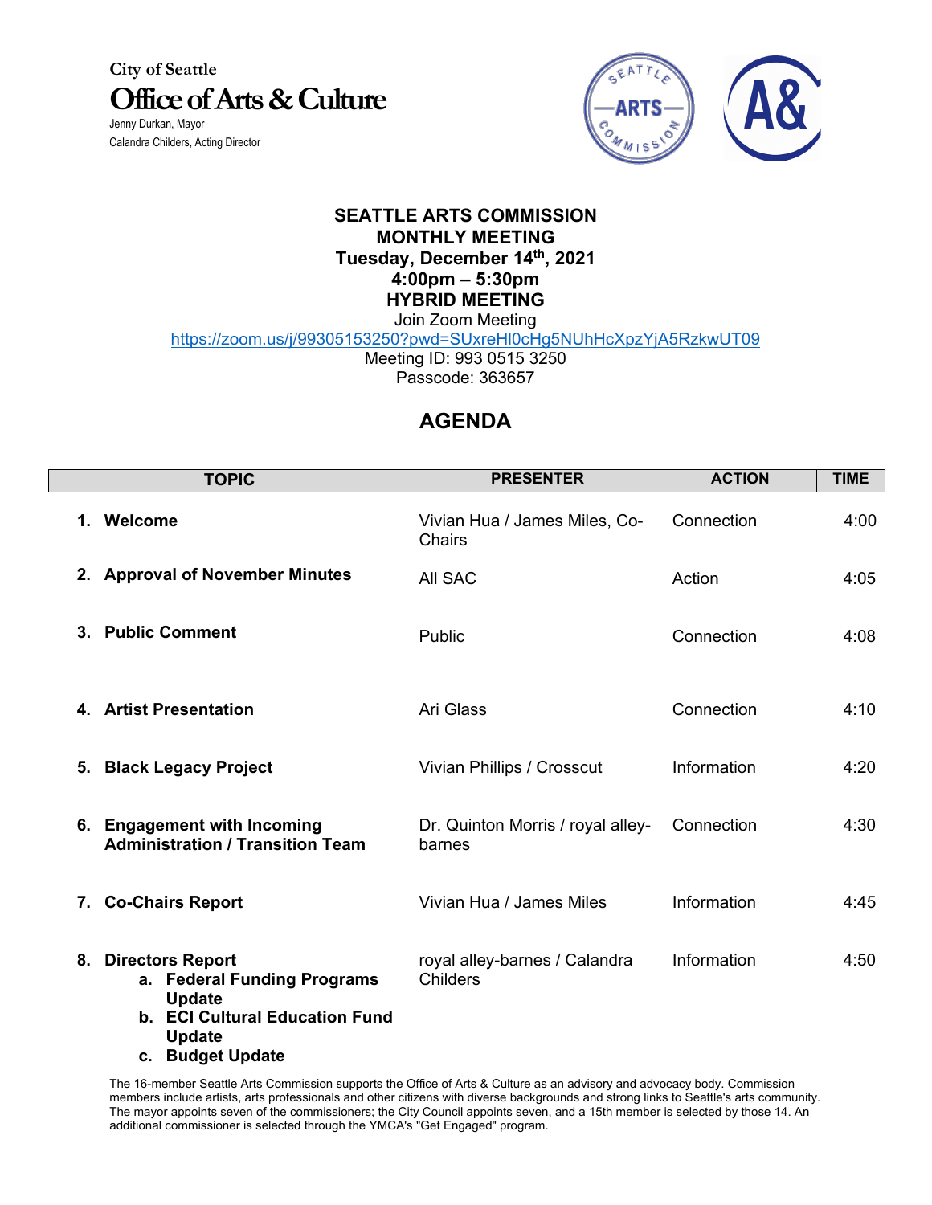City of Seattle

# Office of Arts & Culture

Jenny Durkan, Mayor
Calandra Childers, Acting Director

**SEATTLE ARTS COMMISSION**
**MONTHLY MEETING**
**Tuesday, December 14th, 2021**
**4:00pm – 5:30pm**
**HYBRID MEETING**

Join Zoom Meeting
https://zoom.us/j/99305153250?pwd=SUxreHl0cHg5NUhHcXpzYjA5RzkwUT09
Meeting ID: 993 0515 3250
Passcode: 363657

## AGENDA

| TOPIC | PRESENTER | ACTION | TIME |
|---|---|---|---|
| 1. **Welcome** | Vivian Hua / James Miles, Co-Chairs | Connection | 4:00 |
| 2. **Approval of November Minutes** | All SAC | Action | 4:05 |
| 3. **Public Comment** | Public | Connection | 4:08 |
| 4. **Artist Presentation** | Ari Glass | Connection | 4:10 |
| 5. **Black Legacy Project** | Vivian Phillips / Crosscut | Information | 4:20 |
| 6. **Engagement with Incoming Administration / Transition Team** | Dr. Quinton Morris / royal alley-barnes | Connection | 4:30 |
| 7. **Co-Chairs Report** | Vivian Hua / James Miles | Information | 4:45 |
| 8. **Directors Report**<br>a. **Federal Funding Programs Update**<br>b. **ECI Cultural Education Fund Update**<br>c. **Budget Update** | royal alley-barnes / Calandra Childers | Information | 4:50 |

The 16-member Seattle Arts Commission supports the Office of Arts & Culture as an advisory and advocacy body. Commission members include artists, arts professionals and other citizens with diverse backgrounds and strong links to Seattle's arts community. The mayor appoints seven of the commissioners; the City Council appoints seven, and a 15th member is selected by those 14. An additional commissioner is selected through the YMCA's "Get Engaged" program.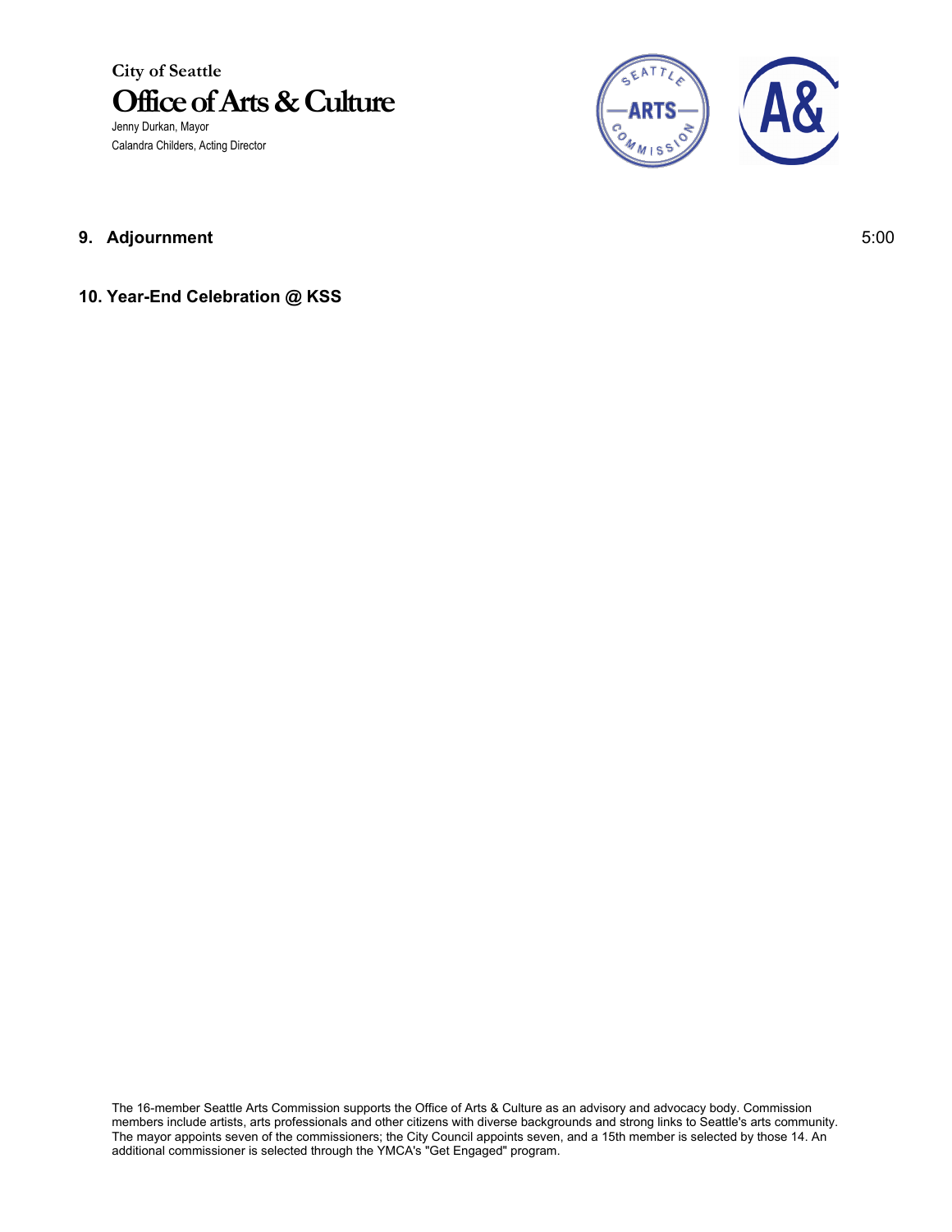City of Seattle

# Office of Arts & Culture

Jenny Durkan, Mayor
Calandra Childers, Acting Director

**9. Adjournment** 5:00

**10. Year-End Celebration @ KSS**

The 16-member Seattle Arts Commission supports the Office of Arts & Culture as an advisory and advocacy body. Commission members include artists, arts professionals and other citizens with diverse backgrounds and strong links to Seattle's arts community. The mayor appoints seven of the commissioners; the City Council appoints seven, and a 15th member is selected by those 14. An additional commissioner is selected through the YMCA's "Get Engaged" program.